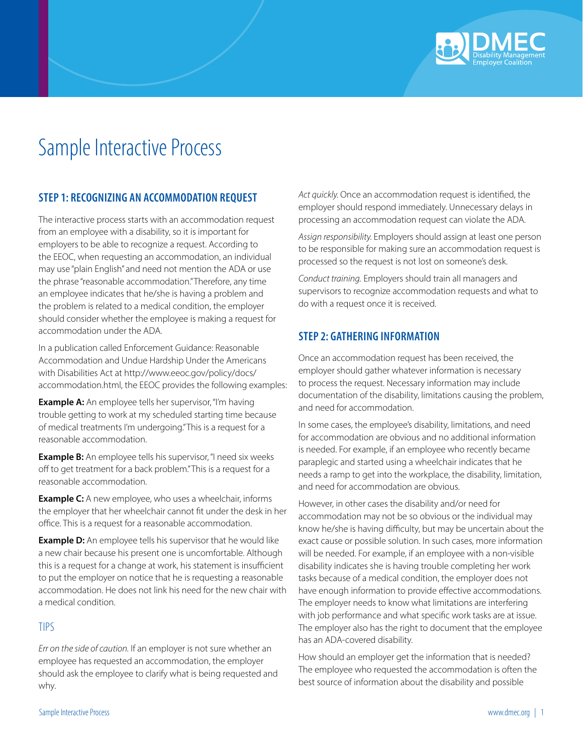# Sample Interactive Process

## STEP 1: RECOGNIZING AN ACCOMMODATION REQUEST

The interactive process starts with an accommodation request from an employee with a disability, so it is important for employers to be able to recognize a request. According to the EEOC, when requesting an accommodation, an individual may use "plain English" and need not mention the ADA or use the phrase "reasonable accommodation." Therefore, any time an employee indicates that he/she is having a problem and the problem is related to a medical condition, the employer should consider whether the employee is making a request for accommodation under the ADA.

In a publication called Enforcement Guidance: Reasonable Accommodation and Undue Hardship Under the Americans with Disabilities Act at http://www.eeoc.gov/policy/docs/accommodation.html, the EEOC provides the following examples:

**Example A:** An employee tells her supervisor, "I'm having trouble getting to work at my scheduled starting time because of medical treatments I'm undergoing." This is a request for a reasonable accommodation.

**Example B:** An employee tells his supervisor, "I need six weeks off to get treatment for a back problem." This is a request for a reasonable accommodation.

**Example C:** A new employee, who uses a wheelchair, informs the employer that her wheelchair cannot fit under the desk in her office. This is a request for a reasonable accommodation.

**Example D:** An employee tells his supervisor that he would like a new chair because his present one is uncomfortable. Although this is a request for a change at work, his statement is insufficient to put the employer on notice that he is requesting a reasonable accommodation. He does not link his need for the new chair with a medical condition.

### TIPS

*Err on the side of caution.* If an employer is not sure whether an employee has requested an accommodation, the employer should ask the employee to clarify what is being requested and why.

*Act quickly.* Once an accommodation request is identified, the employer should respond immediately. Unnecessary delays in processing an accommodation request can violate the ADA.

*Assign responsibility.* Employers should assign at least one person to be responsible for making sure an accommodation request is processed so the request is not lost on someone's desk.

*Conduct training.* Employers should train all managers and supervisors to recognize accommodation requests and what to do with a request once it is received.

## STEP 2: GATHERING INFORMATION

Once an accommodation request has been received, the employer should gather whatever information is necessary to process the request. Necessary information may include documentation of the disability, limitations causing the problem, and need for accommodation.

In some cases, the employee's disability, limitations, and need for accommodation are obvious and no additional information is needed. For example, if an employee who recently became paraplegic and started using a wheelchair indicates that he needs a ramp to get into the workplace, the disability, limitation, and need for accommodation are obvious.

However, in other cases the disability and/or need for accommodation may not be so obvious or the individual may know he/she is having difficulty, but may be uncertain about the exact cause or possible solution. In such cases, more information will be needed. For example, if an employee with a non-visible disability indicates she is having trouble completing her work tasks because of a medical condition, the employer does not have enough information to provide effective accommodations. The employer needs to know what limitations are interfering with job performance and what specific work tasks are at issue. The employer also has the right to document that the employee has an ADA-covered disability.

How should an employer get the information that is needed? The employee who requested the accommodation is often the best source of information about the disability and possible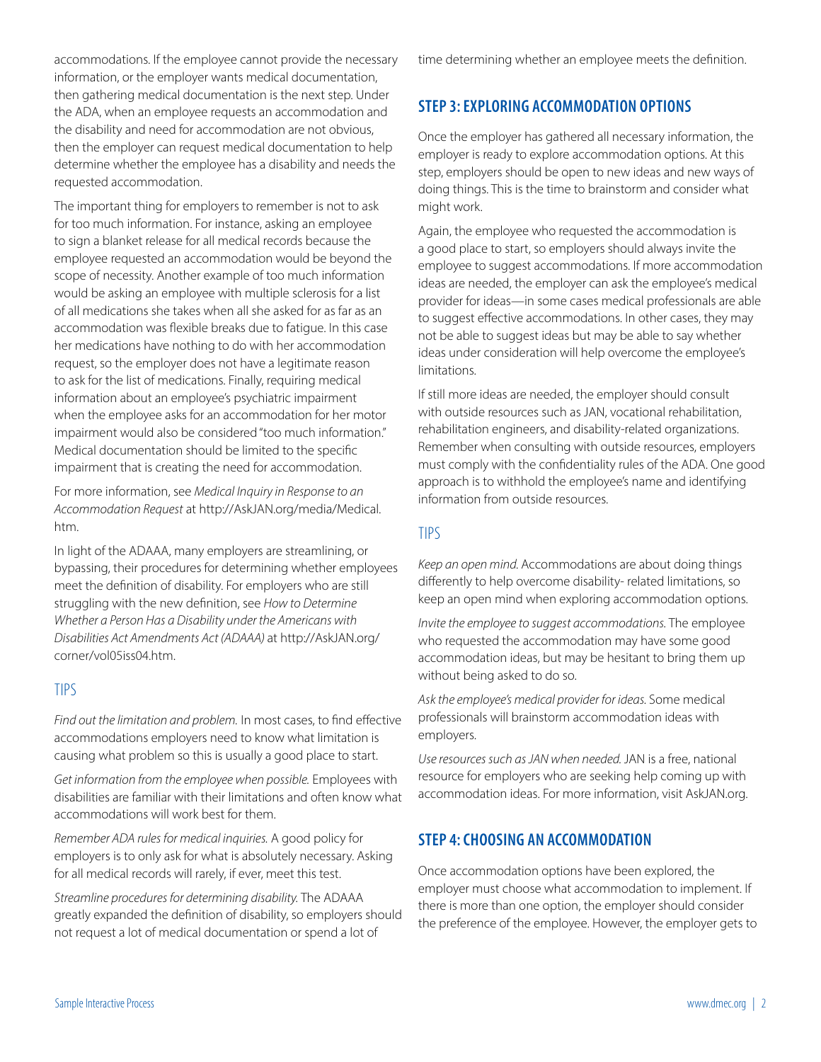accommodations. If the employee cannot provide the necessary information, or the employer wants medical documentation, then gathering medical documentation is the next step. Under the ADA, when an employee requests an accommodation and the disability and need for accommodation are not obvious, then the employer can request medical documentation to help determine whether the employee has a disability and needs the requested accommodation.

The important thing for employers to remember is not to ask for too much information. For instance, asking an employee to sign a blanket release for all medical records because the employee requested an accommodation would be beyond the scope of necessity. Another example of too much information would be asking an employee with multiple sclerosis for a list of all medications she takes when all she asked for as far as an accommodation was flexible breaks due to fatigue. In this case her medications have nothing to do with her accommodation request, so the employer does not have a legitimate reason to ask for the list of medications. Finally, requiring medical information about an employee's psychiatric impairment when the employee asks for an accommodation for her motor impairment would also be considered "too much information." Medical documentation should be limited to the specific impairment that is creating the need for accommodation.

For more information, see *Medical Inquiry in Response to an Accommodation Request* at http://AskJAN.org/media/Medical.htm.

In light of the ADAAA, many employers are streamlining, or bypassing, their procedures for determining whether employees meet the definition of disability. For employers who are still struggling with the new definition, see *How to Determine Whether a Person Has a Disability under the Americans with Disabilities Act Amendments Act (ADAAA)* at http://AskJAN.org/corner/vol05iss04.htm.

### TIPS

*Find out the limitation and problem.* In most cases, to find effective accommodations employers need to know what limitation is causing what problem so this is usually a good place to start.

*Get information from the employee when possible.* Employees with disabilities are familiar with their limitations and often know what accommodations will work best for them.

*Remember ADA rules for medical inquiries.* A good policy for employers is to only ask for what is absolutely necessary. Asking for all medical records will rarely, if ever, meet this test.

*Streamline procedures for determining disability.* The ADAAA greatly expanded the definition of disability, so employers should not request a lot of medical documentation or spend a lot of time determining whether an employee meets the definition.

## STEP 3: EXPLORING ACCOMMODATION OPTIONS

Once the employer has gathered all necessary information, the employer is ready to explore accommodation options. At this step, employers should be open to new ideas and new ways of doing things. This is the time to brainstorm and consider what might work.

Again, the employee who requested the accommodation is a good place to start, so employers should always invite the employee to suggest accommodations. If more accommodation ideas are needed, the employer can ask the employee's medical provider for ideas—in some cases medical professionals are able to suggest effective accommodations. In other cases, they may not be able to suggest ideas but may be able to say whether ideas under consideration will help overcome the employee's limitations.

If still more ideas are needed, the employer should consult with outside resources such as JAN, vocational rehabilitation, rehabilitation engineers, and disability-related organizations. Remember when consulting with outside resources, employers must comply with the confidentiality rules of the ADA. One good approach is to withhold the employee's name and identifying information from outside resources.

### TIPS

*Keep an open mind.* Accommodations are about doing things differently to help overcome disability- related limitations, so keep an open mind when exploring accommodation options.

*Invite the employee to suggest accommodations.* The employee who requested the accommodation may have some good accommodation ideas, but may be hesitant to bring them up without being asked to do so.

*Ask the employee's medical provider for ideas.* Some medical professionals will brainstorm accommodation ideas with employers.

*Use resources such as JAN when needed.* JAN is a free, national resource for employers who are seeking help coming up with accommodation ideas. For more information, visit AskJAN.org.

## STEP 4: CHOOSING AN ACCOMMODATION

Once accommodation options have been explored, the employer must choose what accommodation to implement. If there is more than one option, the employer should consider the preference of the employee. However, the employer gets to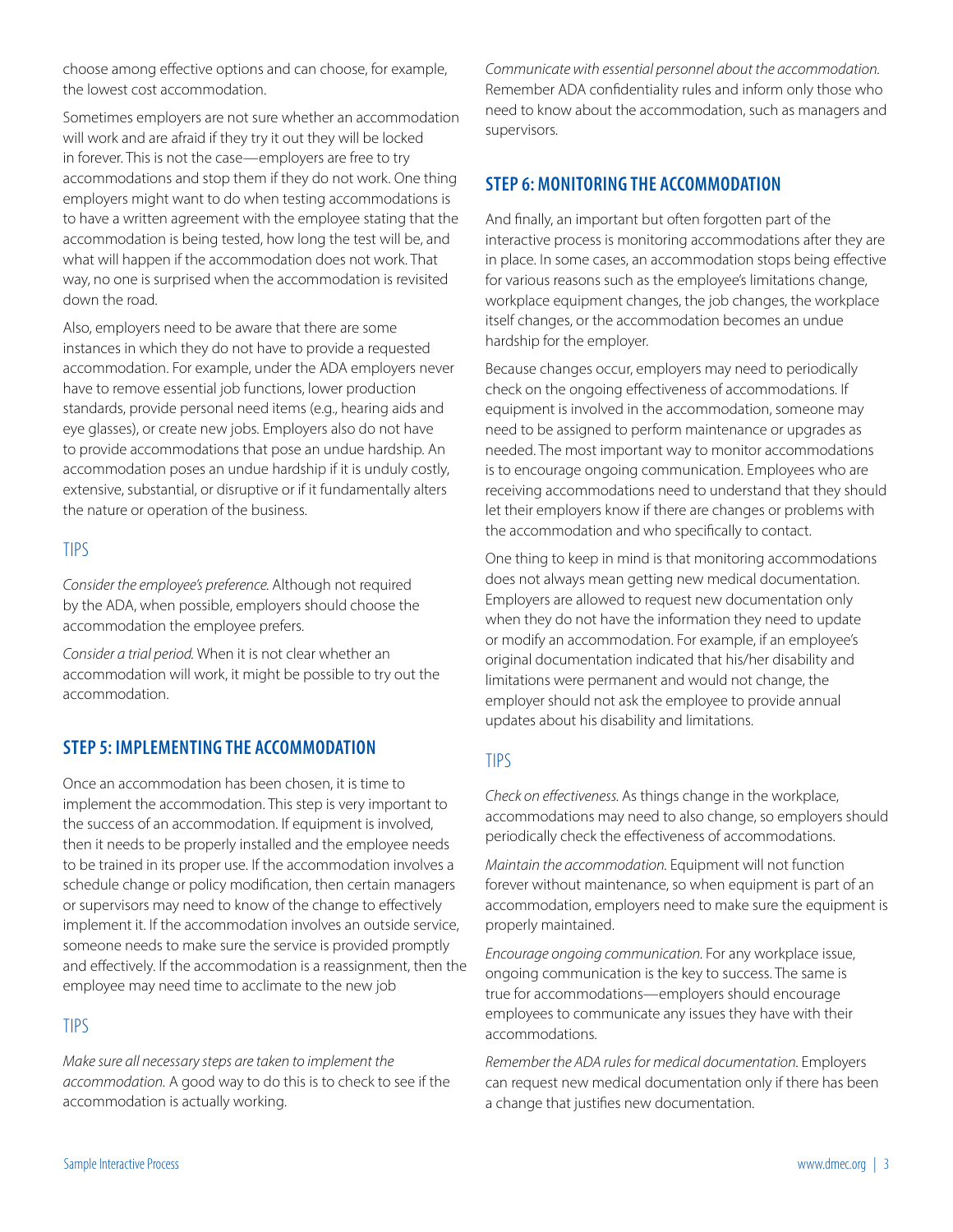choose among effective options and can choose, for example, the lowest cost accommodation.

Sometimes employers are not sure whether an accommodation will work and are afraid if they try it out they will be locked in forever. This is not the case—employers are free to try accommodations and stop them if they do not work. One thing employers might want to do when testing accommodations is to have a written agreement with the employee stating that the accommodation is being tested, how long the test will be, and what will happen if the accommodation does not work. That way, no one is surprised when the accommodation is revisited down the road.

Also, employers need to be aware that there are some instances in which they do not have to provide a requested accommodation. For example, under the ADA employers never have to remove essential job functions, lower production standards, provide personal need items (e.g., hearing aids and eye glasses), or create new jobs. Employers also do not have to provide accommodations that pose an undue hardship. An accommodation poses an undue hardship if it is unduly costly, extensive, substantial, or disruptive or if it fundamentally alters the nature or operation of the business.

### TIPS

*Consider the employee's preference.* Although not required by the ADA, when possible, employers should choose the accommodation the employee prefers.

*Consider a trial period.* When it is not clear whether an accommodation will work, it might be possible to try out the accommodation.

## STEP 5: IMPLEMENTING THE ACCOMMODATION

Once an accommodation has been chosen, it is time to implement the accommodation. This step is very important to the success of an accommodation. If equipment is involved, then it needs to be properly installed and the employee needs to be trained in its proper use. If the accommodation involves a schedule change or policy modification, then certain managers or supervisors may need to know of the change to effectively implement it. If the accommodation involves an outside service, someone needs to make sure the service is provided promptly and effectively. If the accommodation is a reassignment, then the employee may need time to acclimate to the new job

### TIPS

*Make sure all necessary steps are taken to implement the accommodation.* A good way to do this is to check to see if the accommodation is actually working.

*Communicate with essential personnel about the accommodation.* Remember ADA confidentiality rules and inform only those who need to know about the accommodation, such as managers and supervisors.

## STEP 6: MONITORING THE ACCOMMODATION

And finally, an important but often forgotten part of the interactive process is monitoring accommodations after they are in place. In some cases, an accommodation stops being effective for various reasons such as the employee's limitations change, workplace equipment changes, the job changes, the workplace itself changes, or the accommodation becomes an undue hardship for the employer.

Because changes occur, employers may need to periodically check on the ongoing effectiveness of accommodations. If equipment is involved in the accommodation, someone may need to be assigned to perform maintenance or upgrades as needed. The most important way to monitor accommodations is to encourage ongoing communication. Employees who are receiving accommodations need to understand that they should let their employers know if there are changes or problems with the accommodation and who specifically to contact.

One thing to keep in mind is that monitoring accommodations does not always mean getting new medical documentation. Employers are allowed to request new documentation only when they do not have the information they need to update or modify an accommodation. For example, if an employee's original documentation indicated that his/her disability and limitations were permanent and would not change, the employer should not ask the employee to provide annual updates about his disability and limitations.

### TIPS

*Check on effectiveness.* As things change in the workplace, accommodations may need to also change, so employers should periodically check the effectiveness of accommodations.

*Maintain the accommodation.* Equipment will not function forever without maintenance, so when equipment is part of an accommodation, employers need to make sure the equipment is properly maintained.

*Encourage ongoing communication.* For any workplace issue, ongoing communication is the key to success. The same is true for accommodations—employers should encourage employees to communicate any issues they have with their accommodations.

*Remember the ADA rules for medical documentation.* Employers can request new medical documentation only if there has been a change that justifies new documentation.